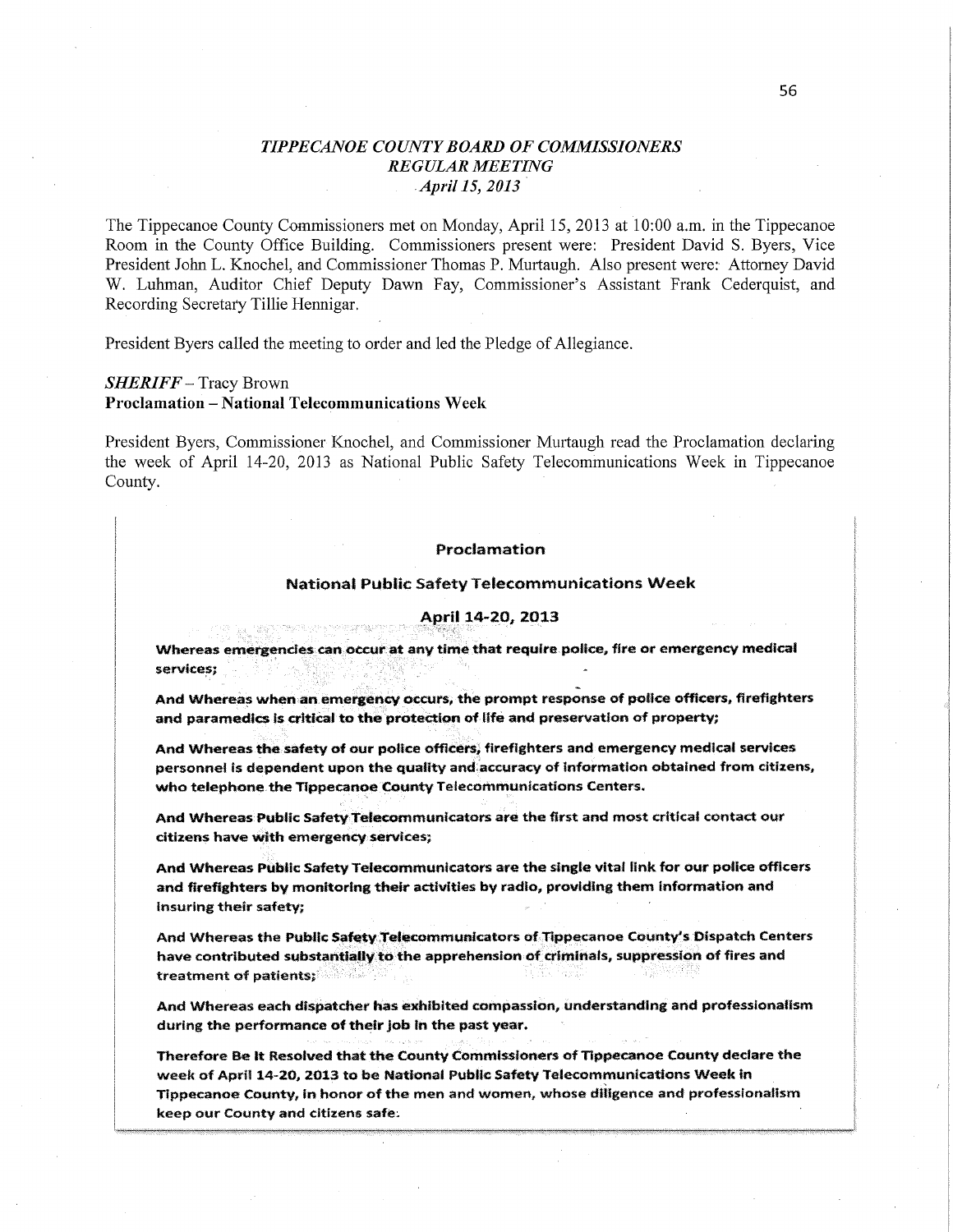*TIPPECANOE COUNTY BOARD OF COMMISSIONERS*
*REGULAR MEETING*
*April 15, 2013*

The Tippecanoe County Commissioners met on Monday, April 15, 2013 at 10:00 a.m. in the Tippecanoe Room in the County Office Building. Commissioners present were: President David S. Byers, Vice President John L. Knochel, and Commissioner Thomas P. Murtaugh. Also present were: Attorney David W. Luhman, Auditor Chief Deputy Dawn Fay, Commissioner's Assistant Frank Cederquist, and Recording Secretary Tillie Hennigar.

President Byers called the meeting to order and led the Pledge of Allegiance.

***SHERIFF*** – Tracy Brown
**Proclamation – National Telecommunications Week**

President Byers, Commissioner Knochel, and Commissioner Murtaugh read the Proclamation declaring the week of April 14-20, 2013 as National Public Safety Telecommunications Week in Tippecanoe County.

**Proclamation**

**National Public Safety Telecommunications Week**

**April 14-20, 2013**

**Whereas emergencies can occur at any time that require police, fire or emergency medical services;**

**And Whereas when an emergency occurs, the prompt response of police officers, firefighters and paramedics is critical to the protection of life and preservation of property;**

**And Whereas the safety of our police officers, firefighters and emergency medical services personnel is dependent upon the quality and accuracy of information obtained from citizens, who telephone the Tippecanoe County Telecommunications Centers.**

**And Whereas Public Safety Telecommunicators are the first and most critical contact our citizens have with emergency services;**

**And Whereas Public Safety Telecommunicators are the single vital link for our police officers and firefighters by monitoring their activities by radio, providing them information and insuring their safety;**

**And Whereas the Public Safety Telecommunicators of Tippecanoe County's Dispatch Centers have contributed substantially to the apprehension of criminals, suppression of fires and treatment of patients;**

**And Whereas each dispatcher has exhibited compassion, understanding and professionalism during the performance of their job in the past year.**

**Therefore Be It Resolved that the County Commissioners of Tippecanoe County declare the week of April 14-20, 2013 to be National Public Safety Telecommunications Week in Tippecanoe County, in honor of the men and women, whose diligence and professionalism keep our County and citizens safe.**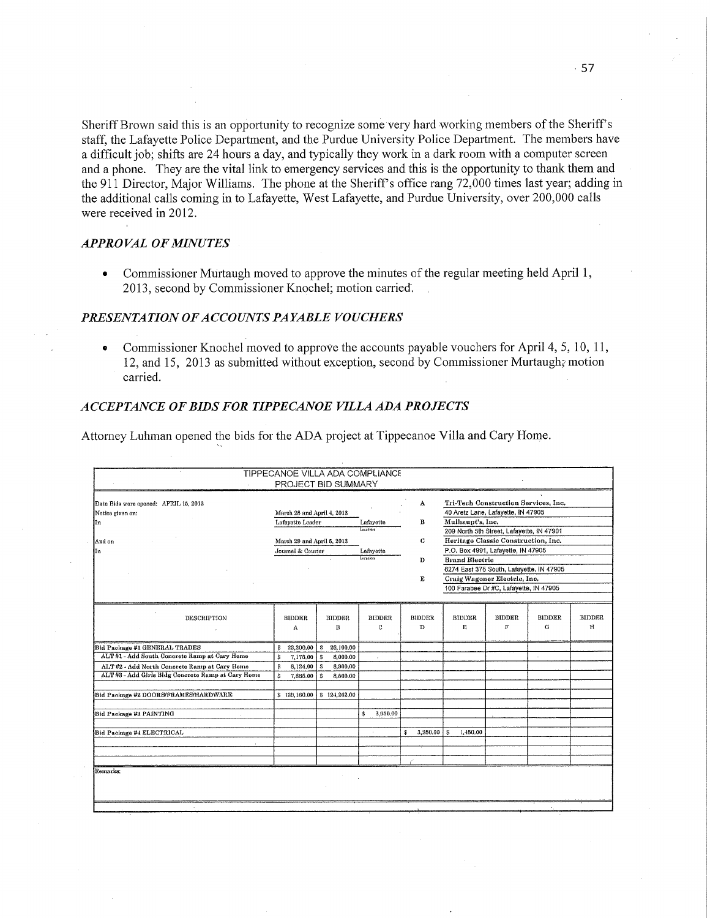Sheriff Brown said this is an opportunity to recognize some very hard working members of the Sheriff's staff, the Lafayette Police Department, and the Purdue University Police Department. The members have a difficult job; shifts are 24 hours a day, and typically they work in a dark room with a computer screen and a phone. They are the vital link to emergency services and this is the opportunity to thank them and the 911 Director, Major Williams. The phone at the Sheriff's office rang 72,000 times last year; adding in the additional calls coming in to Lafayette, West Lafayette, and Purdue University, over 200,000 calls were received in 2012.

### *APPROVAL OF MINUTES*

- Commissioner Murtaugh moved to approve the minutes of the regular meeting held April 1, 2013, second by Commissioner Knochel; motion carried.

### *PRESENTATION OF ACCOUNTS PAYABLE VOUCHERS*

- Commissioner Knochel moved to approve the accounts payable vouchers for April 4, 5, 10, 11, 12, and 15, 2013 as submitted without exception, second by Commissioner Murtaugh; motion carried.

### *ACCEPTANCE OF BIDS FOR TIPPECANOE VILLA ADA PROJECTS*

Attorney Luhman opened the bids for the ADA project at Tippecanoe Villa and Cary Home.

**TIPPECANOE VILLA ADA COMPLIANCE PROJECT BID SUMMARY**

Date Bids were opened: APRIL 15, 2013
Notice given on: March 28 and April 4, 2013
In: Lafayette Leader — Location: Lafayette
And on: March 29 and April 5, 2013
In: Journal & Courier — Location: Lafayette

| | Bidder |
|---|---|
| A | Tri-Tech Construction Services, Inc., 40 Aretz Lane, Lafayette, IN 47905 |
| B | Mulhaupt's, Inc., 209 North 5th Street, Lafayette, IN 47901 |
| C | Heritage Classic Construction, Inc., P.O. Box 4991, Lafayette, IN 47905 |
| D | Brand Electric, 6274 East 375 South, Lafayette, IN 47905 |
| E | Craig Wagoner Electric, Inc., 100 Farabee Dr #C, Lafayette, IN 47905 |

| DESCRIPTION | BIDDER A | BIDDER B | BIDDER C | BIDDER D | BIDDER E | BIDDER F | BIDDER G | BIDDER H |
|---|---|---|---|---|---|---|---|---|
| Bid Package #1 GENERAL TRADES | $ 23,200.00 | $ 26,100.00 | | | | | | |
| ALT #1 - Add South Concrete Ramp at Cary Home | $ 7,175.00 | $ 8,000.00 | | | | | | |
| ALT #2 - Add North Concrete Ramp at Cary Home | $ 8,124.00 | $ 8,900.00 | | | | | | |
| ALT #3 - Add Girls Bldg Concrete Ramp at Cary Home | $ 7,835.00 | $ 8,600.00 | | | | | | |
| Bid Package #2 DOORS/FRAMES/HARDWARE | $ 120,160.00 | $ 124,262.00 | | | | | | |
| Bid Package #3 PAINTING | | | $ 3,950.00 | | | | | |
| Bid Package #4 ELECTRICAL | | | | $ 3,250.00 | $ 1,450.00 | | | |

Remarks: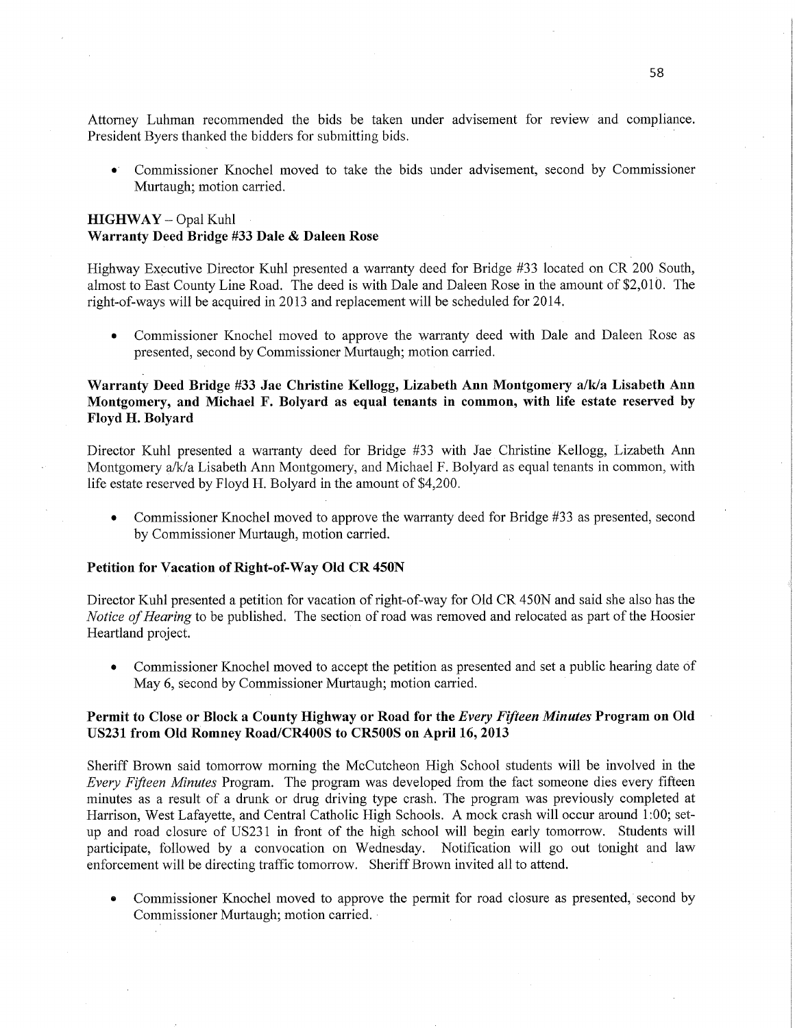Attorney Luhman recommended the bids be taken under advisement for review and compliance. President Byers thanked the bidders for submitting bids.

- Commissioner Knochel moved to take the bids under advisement, second by Commissioner Murtaugh; motion carried.

**HIGHWAY** – Opal Kuhl
**Warranty Deed Bridge #33 Dale & Daleen Rose**

Highway Executive Director Kuhl presented a warranty deed for Bridge #33 located on CR 200 South, almost to East County Line Road. The deed is with Dale and Daleen Rose in the amount of $2,010. The right-of-ways will be acquired in 2013 and replacement will be scheduled for 2014.

- Commissioner Knochel moved to approve the warranty deed with Dale and Daleen Rose as presented, second by Commissioner Murtaugh; motion carried.

**Warranty Deed Bridge #33 Jae Christine Kellogg, Lizabeth Ann Montgomery a/k/a Lisabeth Ann Montgomery, and Michael F. Bolyard as equal tenants in common, with life estate reserved by Floyd H. Bolyard**

Director Kuhl presented a warranty deed for Bridge #33 with Jae Christine Kellogg, Lizabeth Ann Montgomery a/k/a Lisabeth Ann Montgomery, and Michael F. Bolyard as equal tenants in common, with life estate reserved by Floyd H. Bolyard in the amount of $4,200.

- Commissioner Knochel moved to approve the warranty deed for Bridge #33 as presented, second by Commissioner Murtaugh, motion carried.

**Petition for Vacation of Right-of-Way Old CR 450N**

Director Kuhl presented a petition for vacation of right-of-way for Old CR 450N and said she also has the *Notice of Hearing* to be published. The section of road was removed and relocated as part of the Hoosier Heartland project.

- Commissioner Knochel moved to accept the petition as presented and set a public hearing date of May 6, second by Commissioner Murtaugh; motion carried.

**Permit to Close or Block a County Highway or Road for the *Every Fifteen Minutes* Program on Old US231 from Old Romney Road/CR400S to CR500S on April 16, 2013**

Sheriff Brown said tomorrow morning the McCutcheon High School students will be involved in the *Every Fifteen Minutes* Program. The program was developed from the fact someone dies every fifteen minutes as a result of a drunk or drug driving type crash. The program was previously completed at Harrison, West Lafayette, and Central Catholic High Schools. A mock crash will occur around 1:00; set-up and road closure of US231 in front of the high school will begin early tomorrow. Students will participate, followed by a convocation on Wednesday. Notification will go out tonight and law enforcement will be directing traffic tomorrow. Sheriff Brown invited all to attend.

- Commissioner Knochel moved to approve the permit for road closure as presented, second by Commissioner Murtaugh; motion carried.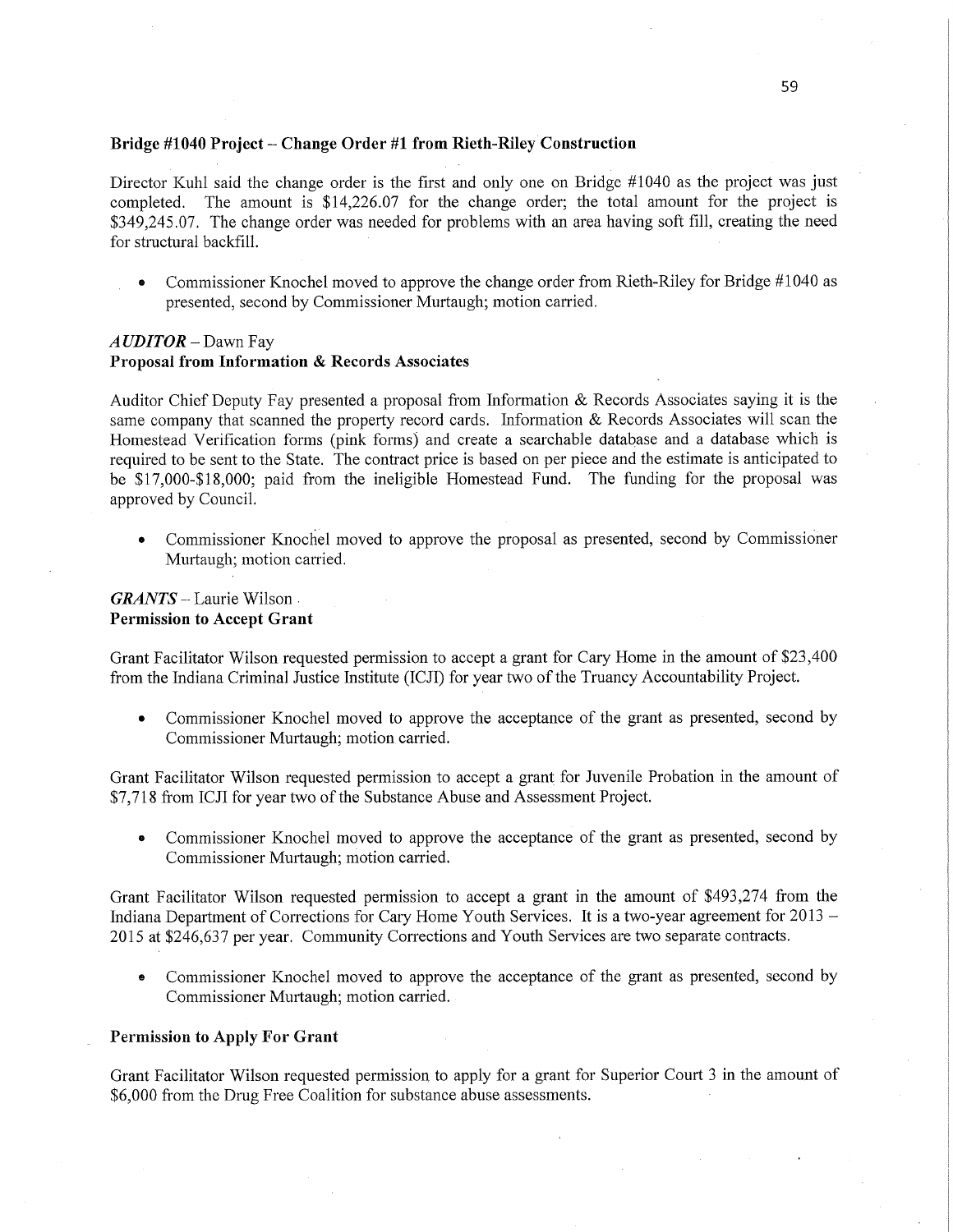**Bridge #1040 Project – Change Order #1 from Rieth-Riley Construction**

Director Kuhl said the change order is the first and only one on Bridge #1040 as the project was just completed. The amount is $14,226.07 for the change order; the total amount for the project is $349,245.07. The change order was needed for problems with an area having soft fill, creating the need for structural backfill.

- Commissioner Knochel moved to approve the change order from Rieth-Riley for Bridge #1040 as presented, second by Commissioner Murtaugh; motion carried.

***AUDITOR*** – Dawn Fay
**Proposal from Information & Records Associates**

Auditor Chief Deputy Fay presented a proposal from Information & Records Associates saying it is the same company that scanned the property record cards. Information & Records Associates will scan the Homestead Verification forms (pink forms) and create a searchable database and a database which is required to be sent to the State. The contract price is based on per piece and the estimate is anticipated to be $17,000-$18,000; paid from the ineligible Homestead Fund. The funding for the proposal was approved by Council.

- Commissioner Knochel moved to approve the proposal as presented, second by Commissioner Murtaugh; motion carried.

***GRANTS*** – Laurie Wilson
**Permission to Accept Grant**

Grant Facilitator Wilson requested permission to accept a grant for Cary Home in the amount of $23,400 from the Indiana Criminal Justice Institute (ICJI) for year two of the Truancy Accountability Project.

- Commissioner Knochel moved to approve the acceptance of the grant as presented, second by Commissioner Murtaugh; motion carried.

Grant Facilitator Wilson requested permission to accept a grant for Juvenile Probation in the amount of $7,718 from ICJI for year two of the Substance Abuse and Assessment Project.

- Commissioner Knochel moved to approve the acceptance of the grant as presented, second by Commissioner Murtaugh; motion carried.

Grant Facilitator Wilson requested permission to accept a grant in the amount of $493,274 from the Indiana Department of Corrections for Cary Home Youth Services. It is a two-year agreement for 2013 – 2015 at $246,637 per year. Community Corrections and Youth Services are two separate contracts.

- Commissioner Knochel moved to approve the acceptance of the grant as presented, second by Commissioner Murtaugh; motion carried.

**Permission to Apply For Grant**

Grant Facilitator Wilson requested permission to apply for a grant for Superior Court 3 in the amount of $6,000 from the Drug Free Coalition for substance abuse assessments.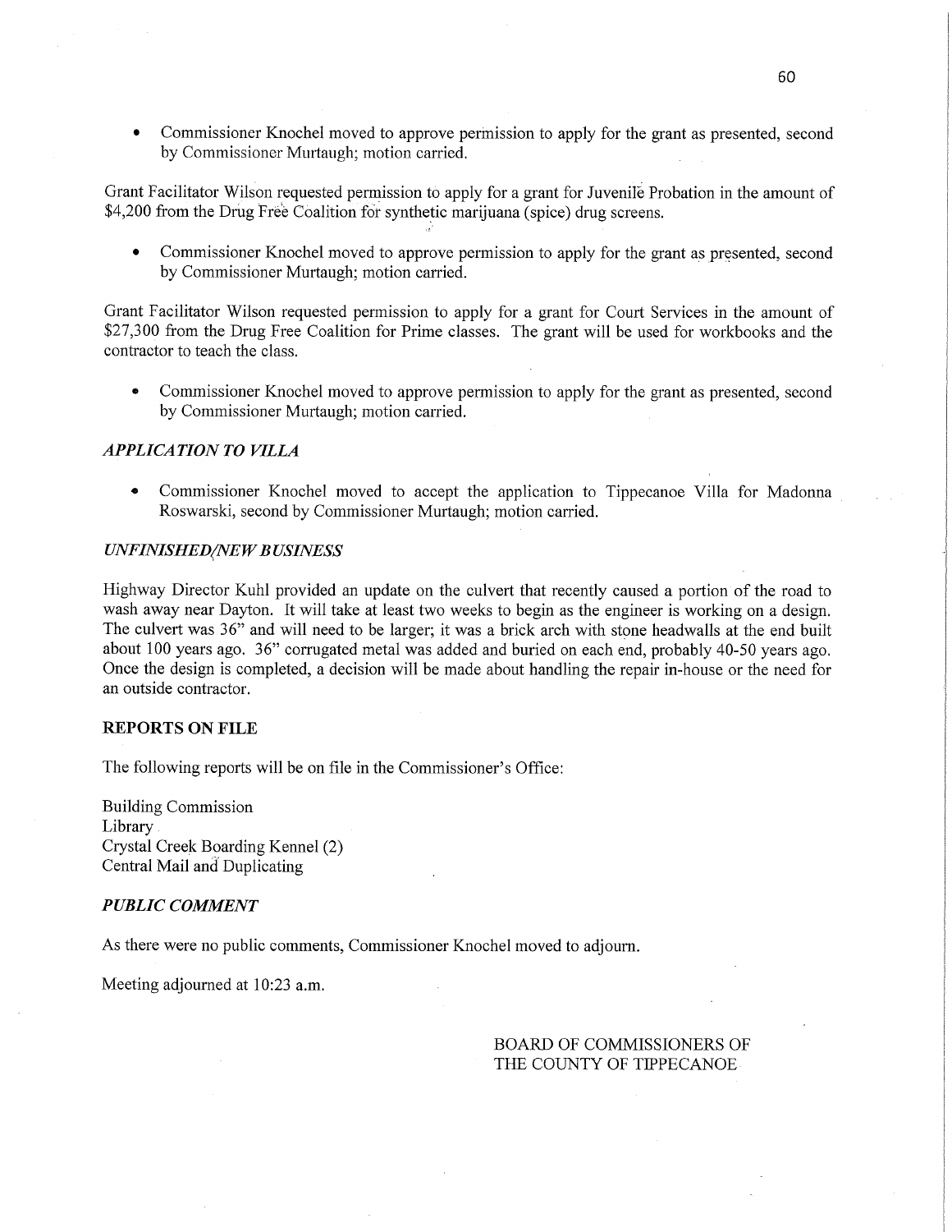- Commissioner Knochel moved to approve permission to apply for the grant as presented, second by Commissioner Murtaugh; motion carried.

Grant Facilitator Wilson requested permission to apply for a grant for Juvenile Probation in the amount of $4,200 from the Drug Free Coalition for synthetic marijuana (spice) drug screens.

- Commissioner Knochel moved to approve permission to apply for the grant as presented, second by Commissioner Murtaugh; motion carried.

Grant Facilitator Wilson requested permission to apply for a grant for Court Services in the amount of $27,300 from the Drug Free Coalition for Prime classes. The grant will be used for workbooks and the contractor to teach the class.

- Commissioner Knochel moved to approve permission to apply for the grant as presented, second by Commissioner Murtaugh; motion carried.

### *APPLICATION TO VILLA*

- Commissioner Knochel moved to accept the application to Tippecanoe Villa for Madonna Roswarski, second by Commissioner Murtaugh; motion carried.

### *UNFINISHED/NEW BUSINESS*

Highway Director Kuhl provided an update on the culvert that recently caused a portion of the road to wash away near Dayton. It will take at least two weeks to begin as the engineer is working on a design. The culvert was 36" and will need to be larger; it was a brick arch with stone headwalls at the end built about 100 years ago. 36" corrugated metal was added and buried on each end, probably 40-50 years ago. Once the design is completed, a decision will be made about handling the repair in-house or the need for an outside contractor.

### **REPORTS ON FILE**

The following reports will be on file in the Commissioner's Office:

Building Commission
Library
Crystal Creek Boarding Kennel (2)
Central Mail and Duplicating

### *PUBLIC COMMENT*

As there were no public comments, Commissioner Knochel moved to adjourn.

Meeting adjourned at 10:23 a.m.

BOARD OF COMMISSIONERS OF
THE COUNTY OF TIPPECANOE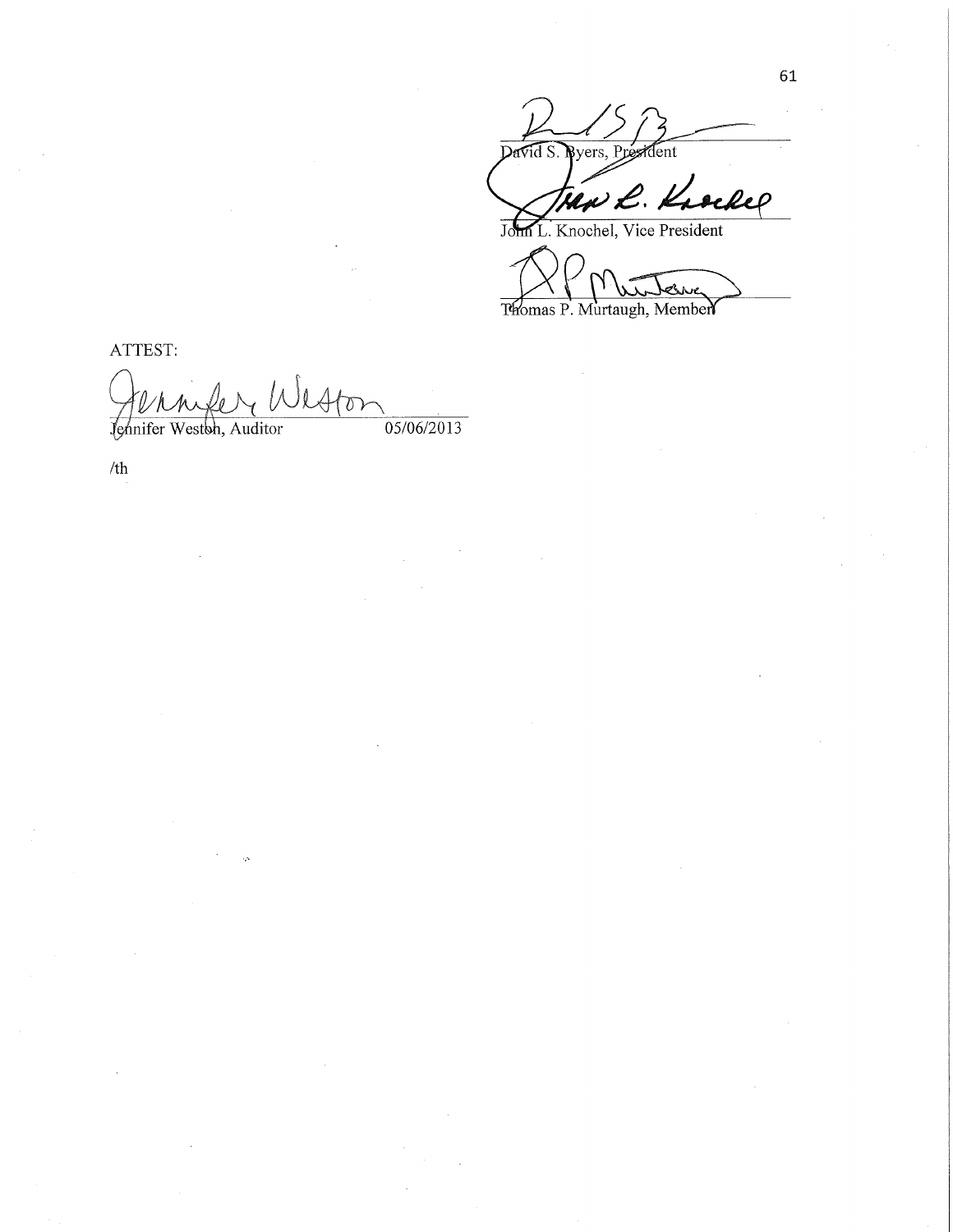David S. Byers, President

John L. Knochel, Vice President

Thomas P. Murtaugh, Member

ATTEST:

Jennifer Weston, Auditor 05/06/2013

/th